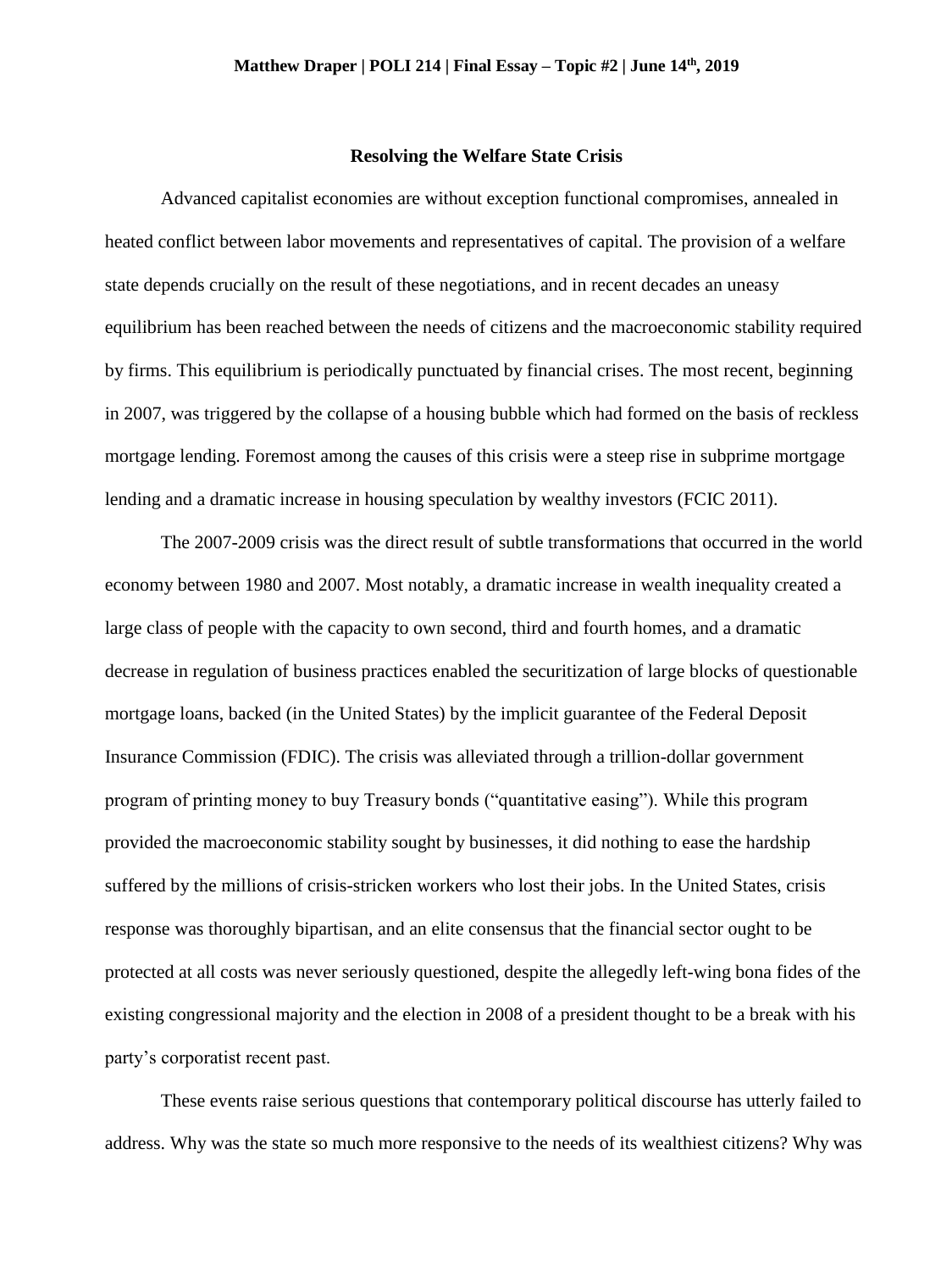**Matthew Draper | POLI 214 | Final Essay – Topic #2 | June 14th, 2019**

# Resolving the Welfare State Crisis

Advanced capitalist economies are without exception functional compromises, annealed in heated conflict between labor movements and representatives of capital. The provision of a welfare state depends crucially on the result of these negotiations, and in recent decades an uneasy equilibrium has been reached between the needs of citizens and the macroeconomic stability required by firms. This equilibrium is periodically punctuated by financial crises. The most recent, beginning in 2007, was triggered by the collapse of a housing bubble which had formed on the basis of reckless mortgage lending. Foremost among the causes of this crisis were a steep rise in subprime mortgage lending and a dramatic increase in housing speculation by wealthy investors (FCIC 2011).

The 2007-2009 crisis was the direct result of subtle transformations that occurred in the world economy between 1980 and 2007. Most notably, a dramatic increase in wealth inequality created a large class of people with the capacity to own second, third and fourth homes, and a dramatic decrease in regulation of business practices enabled the securitization of large blocks of questionable mortgage loans, backed (in the United States) by the implicit guarantee of the Federal Deposit Insurance Commission (FDIC). The crisis was alleviated through a trillion-dollar government program of printing money to buy Treasury bonds ("quantitative easing"). While this program provided the macroeconomic stability sought by businesses, it did nothing to ease the hardship suffered by the millions of crisis-stricken workers who lost their jobs. In the United States, crisis response was thoroughly bipartisan, and an elite consensus that the financial sector ought to be protected at all costs was never seriously questioned, despite the allegedly left-wing bona fides of the existing congressional majority and the election in 2008 of a president thought to be a break with his party's corporatist recent past.

These events raise serious questions that contemporary political discourse has utterly failed to address. Why was the state so much more responsive to the needs of its wealthiest citizens? Why was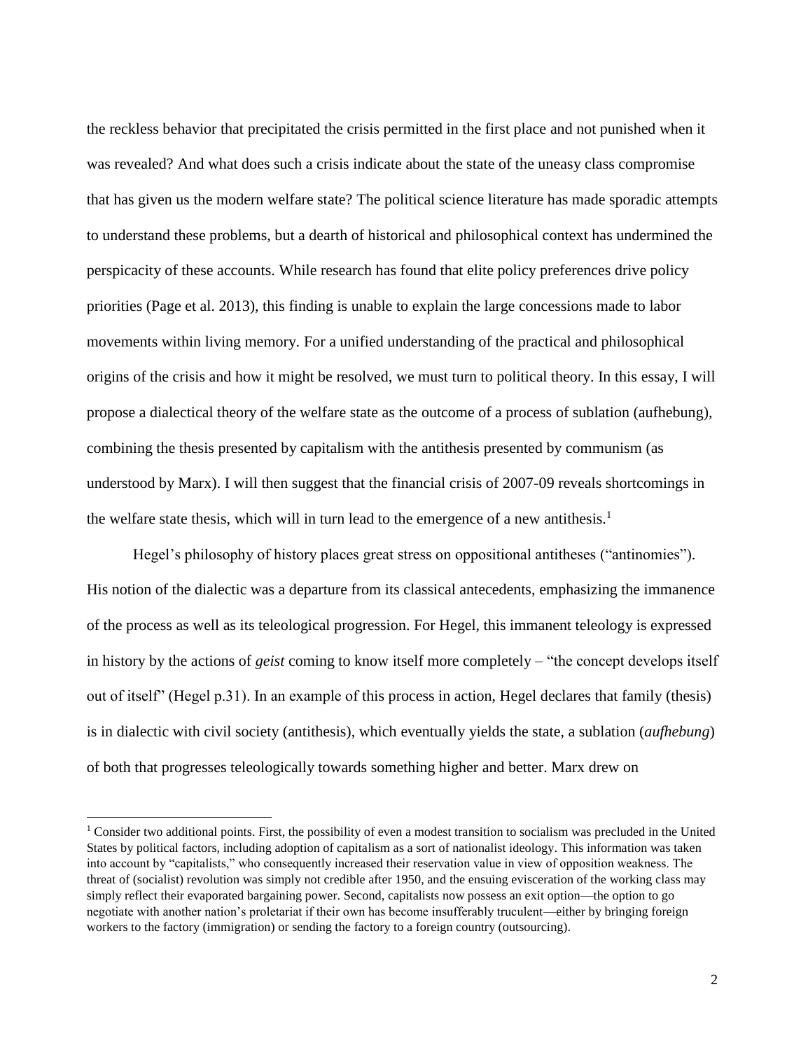the reckless behavior that precipitated the crisis permitted in the first place and not punished when it was revealed? And what does such a crisis indicate about the state of the uneasy class compromise that has given us the modern welfare state? The political science literature has made sporadic attempts to understand these problems, but a dearth of historical and philosophical context has undermined the perspicacity of these accounts. While research has found that elite policy preferences drive policy priorities (Page et al. 2013), this finding is unable to explain the large concessions made to labor movements within living memory. For a unified understanding of the practical and philosophical origins of the crisis and how it might be resolved, we must turn to political theory. In this essay, I will propose a dialectical theory of the welfare state as the outcome of a process of sublation (aufhebung), combining the thesis presented by capitalism with the antithesis presented by communism (as understood by Marx). I will then suggest that the financial crisis of 2007-09 reveals shortcomings in the welfare state thesis, which will in turn lead to the emergence of a new antithesis.[1]

Hegel's philosophy of history places great stress on oppositional antitheses ("antinomies"). His notion of the dialectic was a departure from its classical antecedents, emphasizing the immanence of the process as well as its teleological progression. For Hegel, this immanent teleology is expressed in history by the actions of *geist* coming to know itself more completely – "the concept develops itself out of itself" (Hegel p.31). In an example of this process in action, Hegel declares that family (thesis) is in dialectic with civil society (antithesis), which eventually yields the state, a sublation (*aufhebung*) of both that progresses teleologically towards something higher and better. Marx drew on

[1] Consider two additional points. First, the possibility of even a modest transition to socialism was precluded in the United States by political factors, including adoption of capitalism as a sort of nationalist ideology. This information was taken into account by "capitalists," who consequently increased their reservation value in view of opposition weakness. The threat of (socialist) revolution was simply not credible after 1950, and the ensuing evisceration of the working class may simply reflect their evaporated bargaining power. Second, capitalists now possess an exit option—the option to go negotiate with another nation's proletariat if their own has become insufferably truculent—either by bringing foreign workers to the factory (immigration) or sending the factory to a foreign country (outsourcing).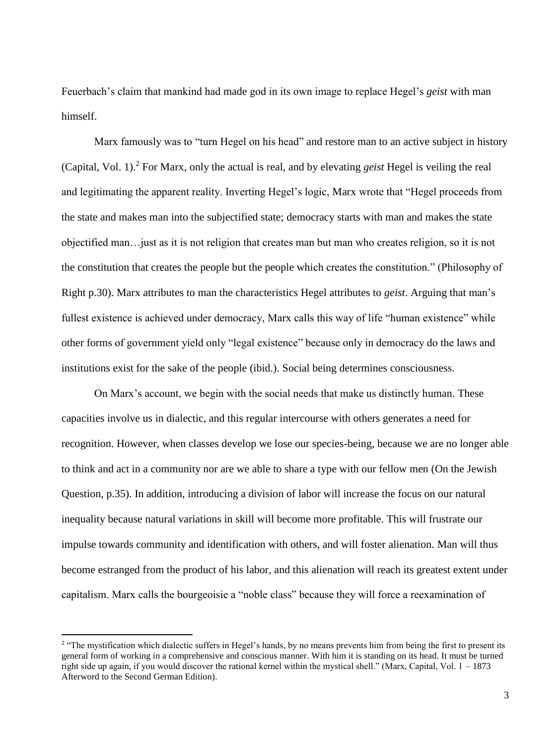Feuerbach's claim that mankind had made god in its own image to replace Hegel's *geist* with man himself.

Marx famously was to "turn Hegel on his head" and restore man to an active subject in history (Capital, Vol. 1).[2] For Marx, only the actual is real, and by elevating *geist* Hegel is veiling the real and legitimating the apparent reality. Inverting Hegel's logic, Marx wrote that "Hegel proceeds from the state and makes man into the subjectified state; democracy starts with man and makes the state objectified man…just as it is not religion that creates man but man who creates religion, so it is not the constitution that creates the people but the people which creates the constitution." (Philosophy of Right p.30). Marx attributes to man the characteristics Hegel attributes to *geist*. Arguing that man's fullest existence is achieved under democracy, Marx calls this way of life "human existence" while other forms of government yield only "legal existence" because only in democracy do the laws and institutions exist for the sake of the people (ibid.). Social being determines consciousness.

On Marx's account, we begin with the social needs that make us distinctly human. These capacities involve us in dialectic, and this regular intercourse with others generates a need for recognition. However, when classes develop we lose our species-being, because we are no longer able to think and act in a community nor are we able to share a type with our fellow men (On the Jewish Question, p.35). In addition, introducing a division of labor will increase the focus on our natural inequality because natural variations in skill will become more profitable. This will frustrate our impulse towards community and identification with others, and will foster alienation. Man will thus become estranged from the product of his labor, and this alienation will reach its greatest extent under capitalism. Marx calls the bourgeoisie a "noble class" because they will force a reexamination of

---

[2] "The mystification which dialectic suffers in Hegel's hands, by no means prevents him from being the first to present its general form of working in a comprehensive and conscious manner. With him it is standing on its head. It must be turned right side up again, if you would discover the rational kernel within the mystical shell." (Marx, Capital, Vol. 1 – 1873 Afterword to the Second German Edition).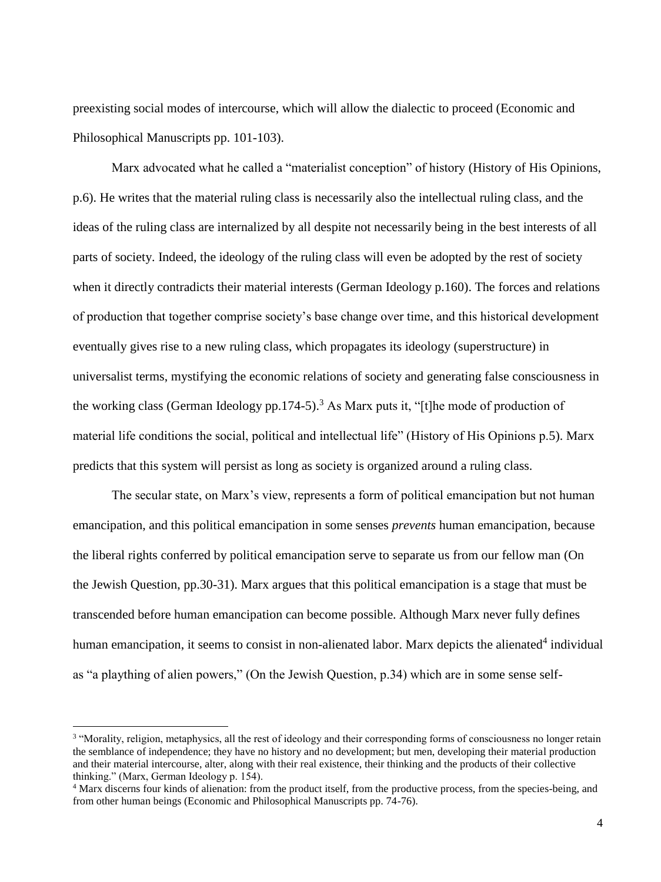preexisting social modes of intercourse, which will allow the dialectic to proceed (Economic and Philosophical Manuscripts pp. 101-103).

Marx advocated what he called a "materialist conception" of history (History of His Opinions, p.6). He writes that the material ruling class is necessarily also the intellectual ruling class, and the ideas of the ruling class are internalized by all despite not necessarily being in the best interests of all parts of society. Indeed, the ideology of the ruling class will even be adopted by the rest of society when it directly contradicts their material interests (German Ideology p.160). The forces and relations of production that together comprise society's base change over time, and this historical development eventually gives rise to a new ruling class, which propagates its ideology (superstructure) in universalist terms, mystifying the economic relations of society and generating false consciousness in the working class (German Ideology pp.174-5).[3] As Marx puts it, "[t]he mode of production of material life conditions the social, political and intellectual life" (History of His Opinions p.5). Marx predicts that this system will persist as long as society is organized around a ruling class.

The secular state, on Marx's view, represents a form of political emancipation but not human emancipation, and this political emancipation in some senses *prevents* human emancipation, because the liberal rights conferred by political emancipation serve to separate us from our fellow man (On the Jewish Question, pp.30-31). Marx argues that this political emancipation is a stage that must be transcended before human emancipation can become possible. Although Marx never fully defines human emancipation, it seems to consist in non-alienated labor. Marx depicts the alienated[4] individual as "a plaything of alien powers," (On the Jewish Question, p.34) which are in some sense self-

[3] "Morality, religion, metaphysics, all the rest of ideology and their corresponding forms of consciousness no longer retain the semblance of independence; they have no history and no development; but men, developing their material production and their material intercourse, alter, along with their real existence, their thinking and the products of their collective thinking." (Marx, German Ideology p. 154).

[4] Marx discerns four kinds of alienation: from the product itself, from the productive process, from the species-being, and from other human beings (Economic and Philosophical Manuscripts pp. 74-76).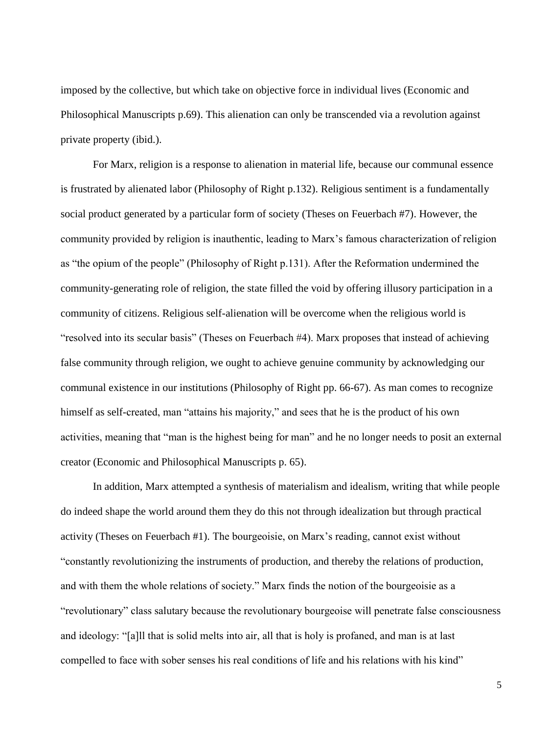imposed by the collective, but which take on objective force in individual lives (Economic and Philosophical Manuscripts p.69). This alienation can only be transcended via a revolution against private property (ibid.).

For Marx, religion is a response to alienation in material life, because our communal essence is frustrated by alienated labor (Philosophy of Right p.132). Religious sentiment is a fundamentally social product generated by a particular form of society (Theses on Feuerbach #7). However, the community provided by religion is inauthentic, leading to Marx's famous characterization of religion as "the opium of the people" (Philosophy of Right p.131). After the Reformation undermined the community-generating role of religion, the state filled the void by offering illusory participation in a community of citizens. Religious self-alienation will be overcome when the religious world is "resolved into its secular basis" (Theses on Feuerbach #4). Marx proposes that instead of achieving false community through religion, we ought to achieve genuine community by acknowledging our communal existence in our institutions (Philosophy of Right pp. 66-67). As man comes to recognize himself as self-created, man "attains his majority," and sees that he is the product of his own activities, meaning that "man is the highest being for man" and he no longer needs to posit an external creator (Economic and Philosophical Manuscripts p. 65).

In addition, Marx attempted a synthesis of materialism and idealism, writing that while people do indeed shape the world around them they do this not through idealization but through practical activity (Theses on Feuerbach #1). The bourgeoisie, on Marx's reading, cannot exist without "constantly revolutionizing the instruments of production, and thereby the relations of production, and with them the whole relations of society." Marx finds the notion of the bourgeoisie as a "revolutionary" class salutary because the revolutionary bourgeoise will penetrate false consciousness and ideology: "[a]ll that is solid melts into air, all that is holy is profaned, and man is at last compelled to face with sober senses his real conditions of life and his relations with his kind"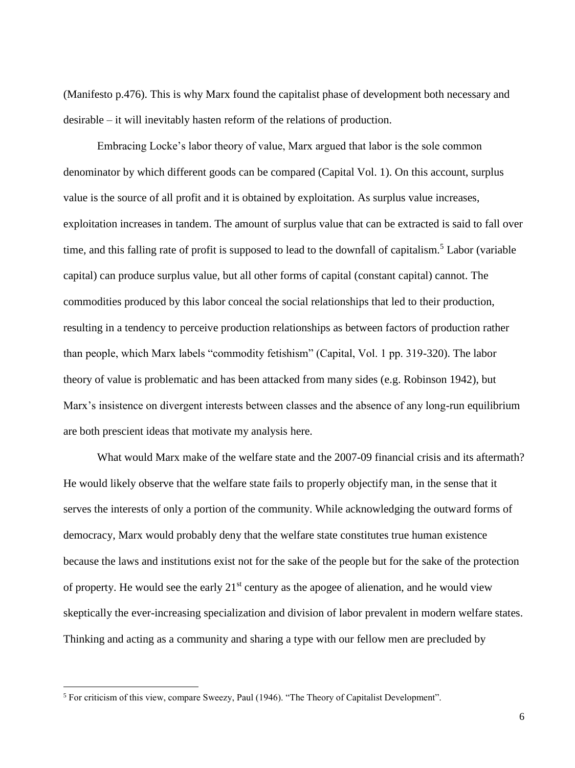(Manifesto p.476). This is why Marx found the capitalist phase of development both necessary and desirable – it will inevitably hasten reform of the relations of production.

Embracing Locke's labor theory of value, Marx argued that labor is the sole common denominator by which different goods can be compared (Capital Vol. 1). On this account, surplus value is the source of all profit and it is obtained by exploitation. As surplus value increases, exploitation increases in tandem. The amount of surplus value that can be extracted is said to fall over time, and this falling rate of profit is supposed to lead to the downfall of capitalism.[5] Labor (variable capital) can produce surplus value, but all other forms of capital (constant capital) cannot. The commodities produced by this labor conceal the social relationships that led to their production, resulting in a tendency to perceive production relationships as between factors of production rather than people, which Marx labels "commodity fetishism" (Capital, Vol. 1 pp. 319-320). The labor theory of value is problematic and has been attacked from many sides (e.g. Robinson 1942), but Marx's insistence on divergent interests between classes and the absence of any long-run equilibrium are both prescient ideas that motivate my analysis here.

What would Marx make of the welfare state and the 2007-09 financial crisis and its aftermath? He would likely observe that the welfare state fails to properly objectify man, in the sense that it serves the interests of only a portion of the community. While acknowledging the outward forms of democracy, Marx would probably deny that the welfare state constitutes true human existence because the laws and institutions exist not for the sake of the people but for the sake of the protection of property. He would see the early 21st century as the apogee of alienation, and he would view skeptically the ever-increasing specialization and division of labor prevalent in modern welfare states. Thinking and acting as a community and sharing a type with our fellow men are precluded by

[5] For criticism of this view, compare Sweezy, Paul (1946). "The Theory of Capitalist Development".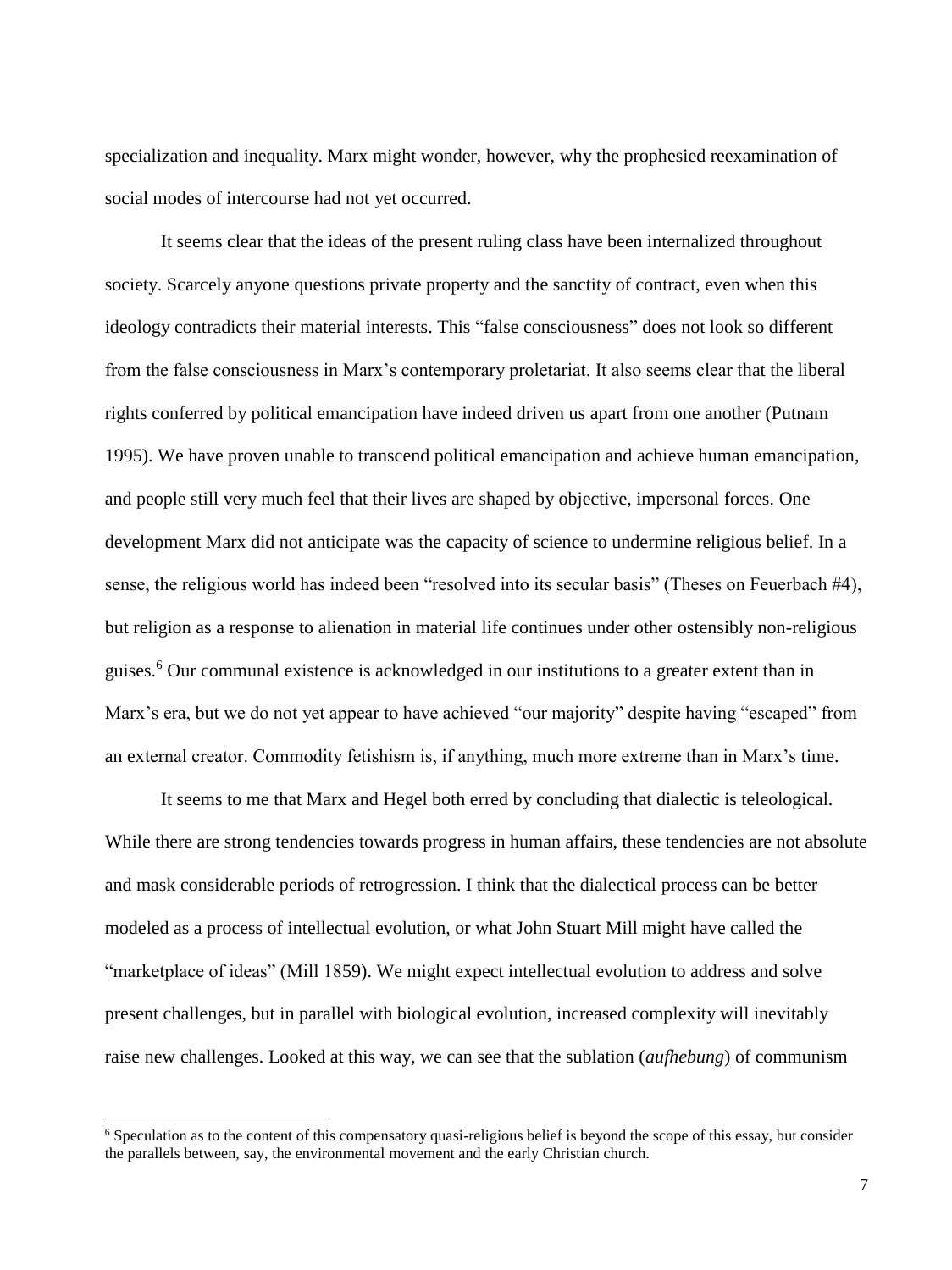specialization and inequality. Marx might wonder, however, why the prophesied reexamination of social modes of intercourse had not yet occurred.

It seems clear that the ideas of the present ruling class have been internalized throughout society. Scarcely anyone questions private property and the sanctity of contract, even when this ideology contradicts their material interests. This "false consciousness" does not look so different from the false consciousness in Marx's contemporary proletariat. It also seems clear that the liberal rights conferred by political emancipation have indeed driven us apart from one another (Putnam 1995). We have proven unable to transcend political emancipation and achieve human emancipation, and people still very much feel that their lives are shaped by objective, impersonal forces. One development Marx did not anticipate was the capacity of science to undermine religious belief. In a sense, the religious world has indeed been "resolved into its secular basis" (Theses on Feuerbach #4), but religion as a response to alienation in material life continues under other ostensibly non-religious guises.[6] Our communal existence is acknowledged in our institutions to a greater extent than in Marx's era, but we do not yet appear to have achieved "our majority" despite having "escaped" from an external creator. Commodity fetishism is, if anything, much more extreme than in Marx's time.

It seems to me that Marx and Hegel both erred by concluding that dialectic is teleological. While there are strong tendencies towards progress in human affairs, these tendencies are not absolute and mask considerable periods of retrogression. I think that the dialectical process can be better modeled as a process of intellectual evolution, or what John Stuart Mill might have called the "marketplace of ideas" (Mill 1859). We might expect intellectual evolution to address and solve present challenges, but in parallel with biological evolution, increased complexity will inevitably raise new challenges. Looked at this way, we can see that the sublation (*aufhebung*) of communism

[6] Speculation as to the content of this compensatory quasi-religious belief is beyond the scope of this essay, but consider the parallels between, say, the environmental movement and the early Christian church.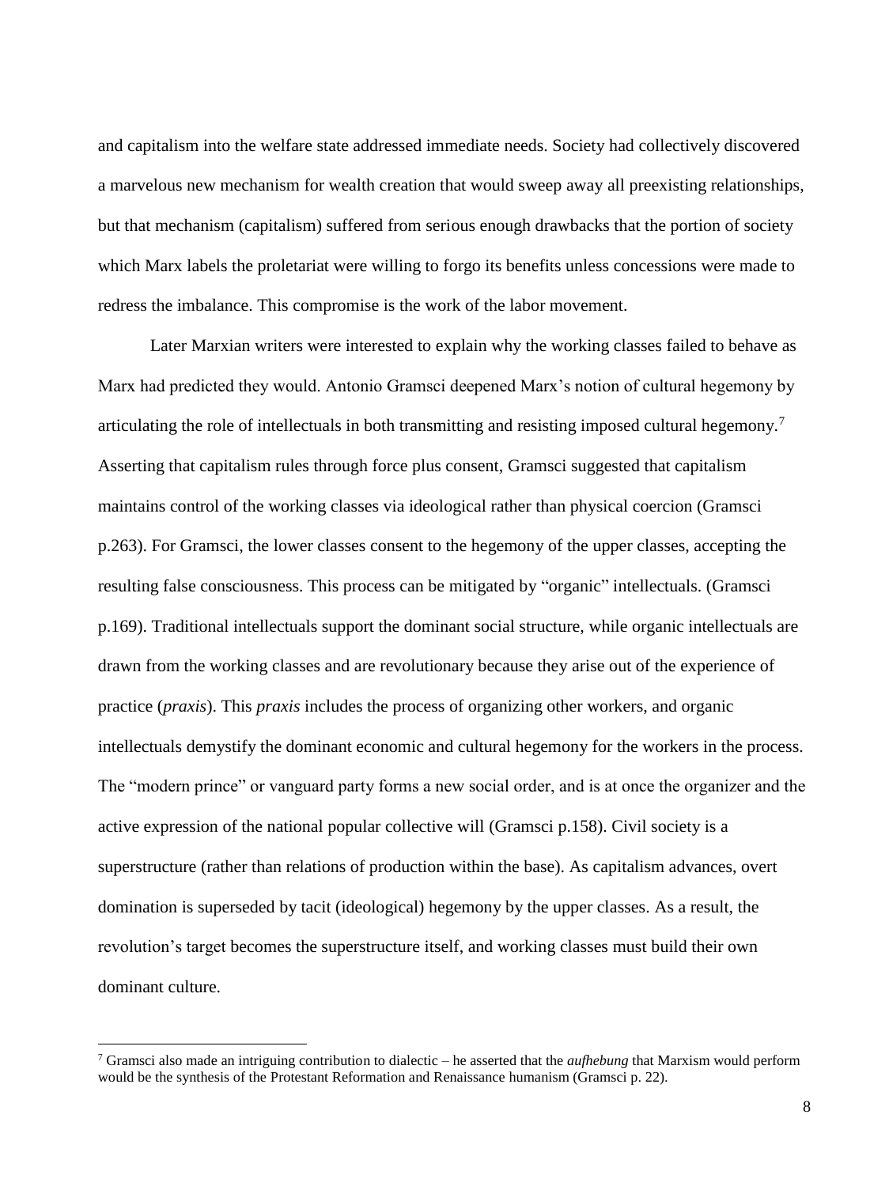and capitalism into the welfare state addressed immediate needs. Society had collectively discovered a marvelous new mechanism for wealth creation that would sweep away all preexisting relationships, but that mechanism (capitalism) suffered from serious enough drawbacks that the portion of society which Marx labels the proletariat were willing to forgo its benefits unless concessions were made to redress the imbalance. This compromise is the work of the labor movement.

Later Marxian writers were interested to explain why the working classes failed to behave as Marx had predicted they would. Antonio Gramsci deepened Marx's notion of cultural hegemony by articulating the role of intellectuals in both transmitting and resisting imposed cultural hegemony.[7] Asserting that capitalism rules through force plus consent, Gramsci suggested that capitalism maintains control of the working classes via ideological rather than physical coercion (Gramsci p.263). For Gramsci, the lower classes consent to the hegemony of the upper classes, accepting the resulting false consciousness. This process can be mitigated by "organic" intellectuals. (Gramsci p.169). Traditional intellectuals support the dominant social structure, while organic intellectuals are drawn from the working classes and are revolutionary because they arise out of the experience of practice (*praxis*). This *praxis* includes the process of organizing other workers, and organic intellectuals demystify the dominant economic and cultural hegemony for the workers in the process. The "modern prince" or vanguard party forms a new social order, and is at once the organizer and the active expression of the national popular collective will (Gramsci p.158). Civil society is a superstructure (rather than relations of production within the base). As capitalism advances, overt domination is superseded by tacit (ideological) hegemony by the upper classes. As a result, the revolution's target becomes the superstructure itself, and working classes must build their own dominant culture.

[7] Gramsci also made an intriguing contribution to dialectic – he asserted that the *aufhebung* that Marxism would perform would be the synthesis of the Protestant Reformation and Renaissance humanism (Gramsci p. 22).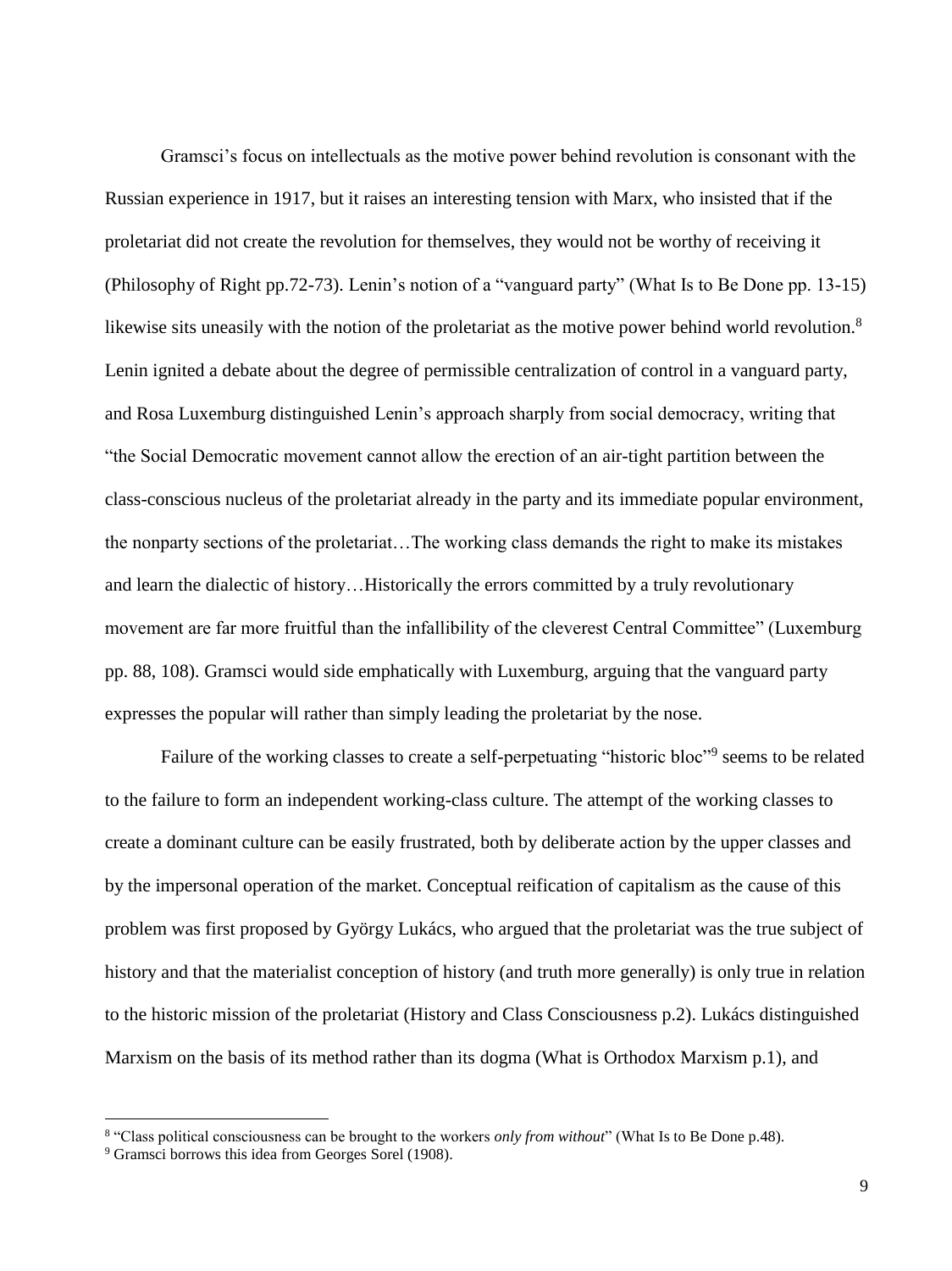Gramsci's focus on intellectuals as the motive power behind revolution is consonant with the Russian experience in 1917, but it raises an interesting tension with Marx, who insisted that if the proletariat did not create the revolution for themselves, they would not be worthy of receiving it (Philosophy of Right pp.72-73). Lenin's notion of a "vanguard party" (What Is to Be Done pp. 13-15) likewise sits uneasily with the notion of the proletariat as the motive power behind world revolution.[8] Lenin ignited a debate about the degree of permissible centralization of control in a vanguard party, and Rosa Luxemburg distinguished Lenin's approach sharply from social democracy, writing that "the Social Democratic movement cannot allow the erection of an air-tight partition between the class-conscious nucleus of the proletariat already in the party and its immediate popular environment, the nonparty sections of the proletariat…The working class demands the right to make its mistakes and learn the dialectic of history…Historically the errors committed by a truly revolutionary movement are far more fruitful than the infallibility of the cleverest Central Committee" (Luxemburg pp. 88, 108). Gramsci would side emphatically with Luxemburg, arguing that the vanguard party expresses the popular will rather than simply leading the proletariat by the nose.

Failure of the working classes to create a self-perpetuating "historic bloc"[9] seems to be related to the failure to form an independent working-class culture. The attempt of the working classes to create a dominant culture can be easily frustrated, both by deliberate action by the upper classes and by the impersonal operation of the market. Conceptual reification of capitalism as the cause of this problem was first proposed by György Lukács, who argued that the proletariat was the true subject of history and that the materialist conception of history (and truth more generally) is only true in relation to the historic mission of the proletariat (History and Class Consciousness p.2). Lukács distinguished Marxism on the basis of its method rather than its dogma (What is Orthodox Marxism p.1), and

[8] "Class political consciousness can be brought to the workers *only from without*" (What Is to Be Done p.48).

[9] Gramsci borrows this idea from Georges Sorel (1908).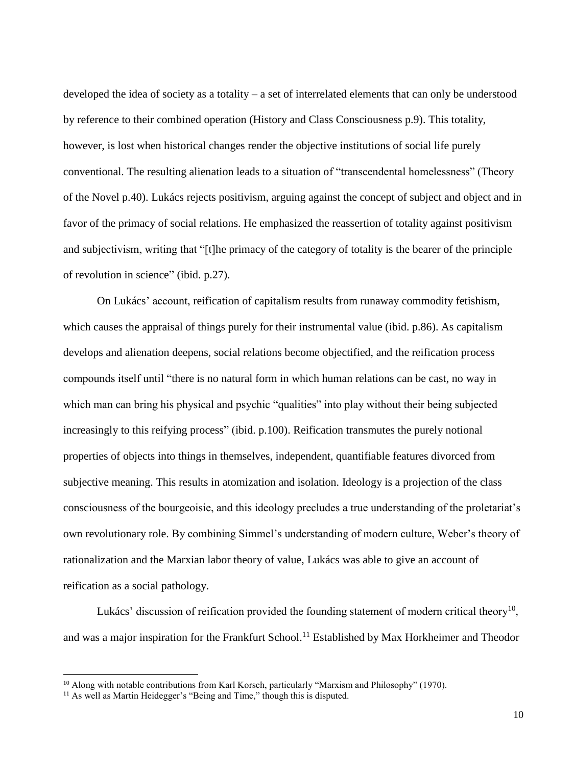developed the idea of society as a totality – a set of interrelated elements that can only be understood by reference to their combined operation (History and Class Consciousness p.9). This totality, however, is lost when historical changes render the objective institutions of social life purely conventional. The resulting alienation leads to a situation of "transcendental homelessness" (Theory of the Novel p.40). Lukács rejects positivism, arguing against the concept of subject and object and in favor of the primacy of social relations. He emphasized the reassertion of totality against positivism and subjectivism, writing that "[t]he primacy of the category of totality is the bearer of the principle of revolution in science" (ibid. p.27).

On Lukács' account, reification of capitalism results from runaway commodity fetishism, which causes the appraisal of things purely for their instrumental value (ibid. p.86). As capitalism develops and alienation deepens, social relations become objectified, and the reification process compounds itself until "there is no natural form in which human relations can be cast, no way in which man can bring his physical and psychic "qualities" into play without their being subjected increasingly to this reifying process" (ibid. p.100). Reification transmutes the purely notional properties of objects into things in themselves, independent, quantifiable features divorced from subjective meaning. This results in atomization and isolation. Ideology is a projection of the class consciousness of the bourgeoisie, and this ideology precludes a true understanding of the proletariat's own revolutionary role. By combining Simmel's understanding of modern culture, Weber's theory of rationalization and the Marxian labor theory of value, Lukács was able to give an account of reification as a social pathology.

Lukács' discussion of reification provided the founding statement of modern critical theory[10], and was a major inspiration for the Frankfurt School.[11] Established by Max Horkheimer and Theodor

[10] Along with notable contributions from Karl Korsch, particularly "Marxism and Philosophy" (1970).

[11] As well as Martin Heidegger's "Being and Time," though this is disputed.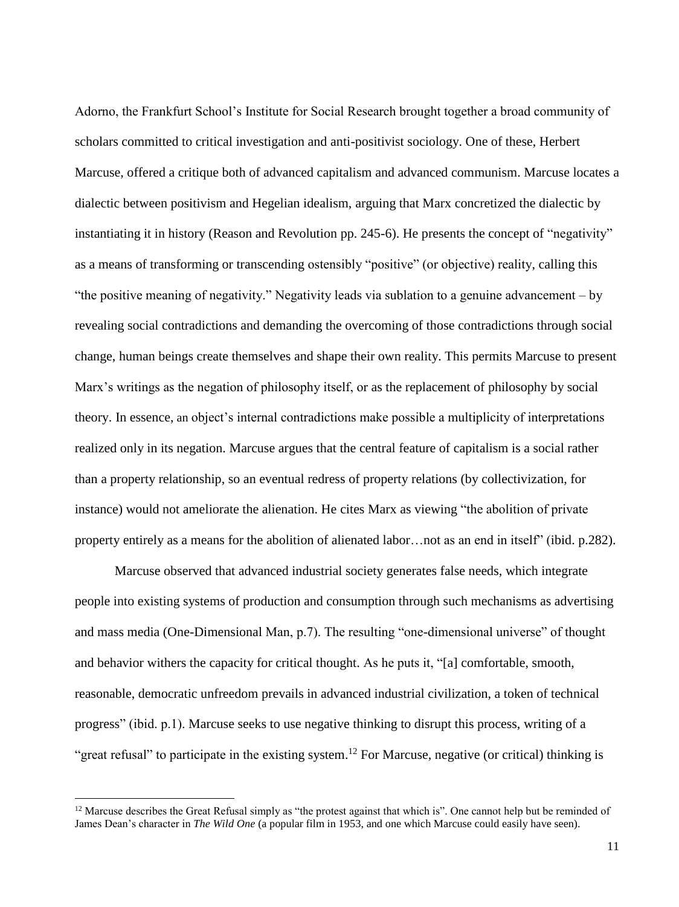Adorno, the Frankfurt School's Institute for Social Research brought together a broad community of scholars committed to critical investigation and anti-positivist sociology. One of these, Herbert Marcuse, offered a critique both of advanced capitalism and advanced communism. Marcuse locates a dialectic between positivism and Hegelian idealism, arguing that Marx concretized the dialectic by instantiating it in history (Reason and Revolution pp. 245-6). He presents the concept of "negativity" as a means of transforming or transcending ostensibly "positive" (or objective) reality, calling this "the positive meaning of negativity." Negativity leads via sublation to a genuine advancement – by revealing social contradictions and demanding the overcoming of those contradictions through social change, human beings create themselves and shape their own reality. This permits Marcuse to present Marx's writings as the negation of philosophy itself, or as the replacement of philosophy by social theory. In essence, an object's internal contradictions make possible a multiplicity of interpretations realized only in its negation. Marcuse argues that the central feature of capitalism is a social rather than a property relationship, so an eventual redress of property relations (by collectivization, for instance) would not ameliorate the alienation. He cites Marx as viewing "the abolition of private property entirely as a means for the abolition of alienated labor…not as an end in itself" (ibid. p.282).

Marcuse observed that advanced industrial society generates false needs, which integrate people into existing systems of production and consumption through such mechanisms as advertising and mass media (One-Dimensional Man, p.7). The resulting "one-dimensional universe" of thought and behavior withers the capacity for critical thought. As he puts it, "[a] comfortable, smooth, reasonable, democratic unfreedom prevails in advanced industrial civilization, a token of technical progress" (ibid. p.1). Marcuse seeks to use negative thinking to disrupt this process, writing of a "great refusal" to participate in the existing system.[12] For Marcuse, negative (or critical) thinking is

[12] Marcuse describes the Great Refusal simply as "the protest against that which is". One cannot help but be reminded of James Dean's character in *The Wild One* (a popular film in 1953, and one which Marcuse could easily have seen).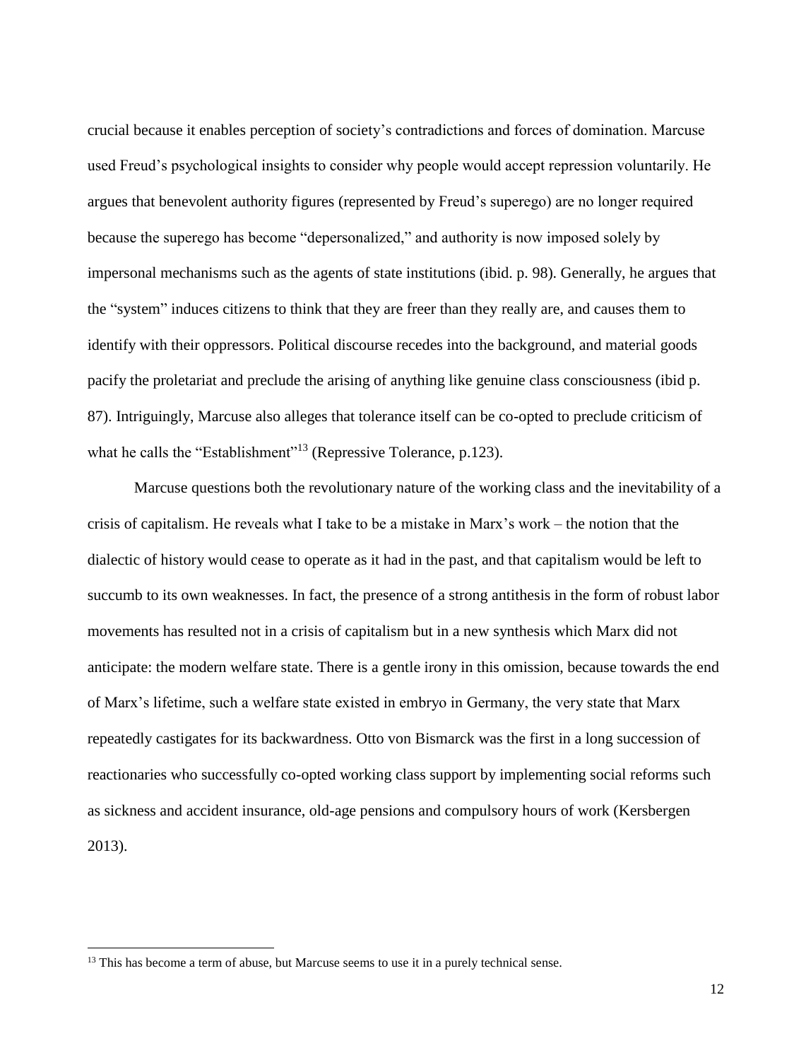crucial because it enables perception of society's contradictions and forces of domination. Marcuse used Freud's psychological insights to consider why people would accept repression voluntarily. He argues that benevolent authority figures (represented by Freud's superego) are no longer required because the superego has become "depersonalized," and authority is now imposed solely by impersonal mechanisms such as the agents of state institutions (ibid. p. 98). Generally, he argues that the "system" induces citizens to think that they are freer than they really are, and causes them to identify with their oppressors. Political discourse recedes into the background, and material goods pacify the proletariat and preclude the arising of anything like genuine class consciousness (ibid p. 87). Intriguingly, Marcuse also alleges that tolerance itself can be co-opted to preclude criticism of what he calls the "Establishment"[13] (Repressive Tolerance, p.123).

Marcuse questions both the revolutionary nature of the working class and the inevitability of a crisis of capitalism. He reveals what I take to be a mistake in Marx's work – the notion that the dialectic of history would cease to operate as it had in the past, and that capitalism would be left to succumb to its own weaknesses. In fact, the presence of a strong antithesis in the form of robust labor movements has resulted not in a crisis of capitalism but in a new synthesis which Marx did not anticipate: the modern welfare state. There is a gentle irony in this omission, because towards the end of Marx's lifetime, such a welfare state existed in embryo in Germany, the very state that Marx repeatedly castigates for its backwardness. Otto von Bismarck was the first in a long succession of reactionaries who successfully co-opted working class support by implementing social reforms such as sickness and accident insurance, old-age pensions and compulsory hours of work (Kersbergen 2013).

---

[13] This has become a term of abuse, but Marcuse seems to use it in a purely technical sense.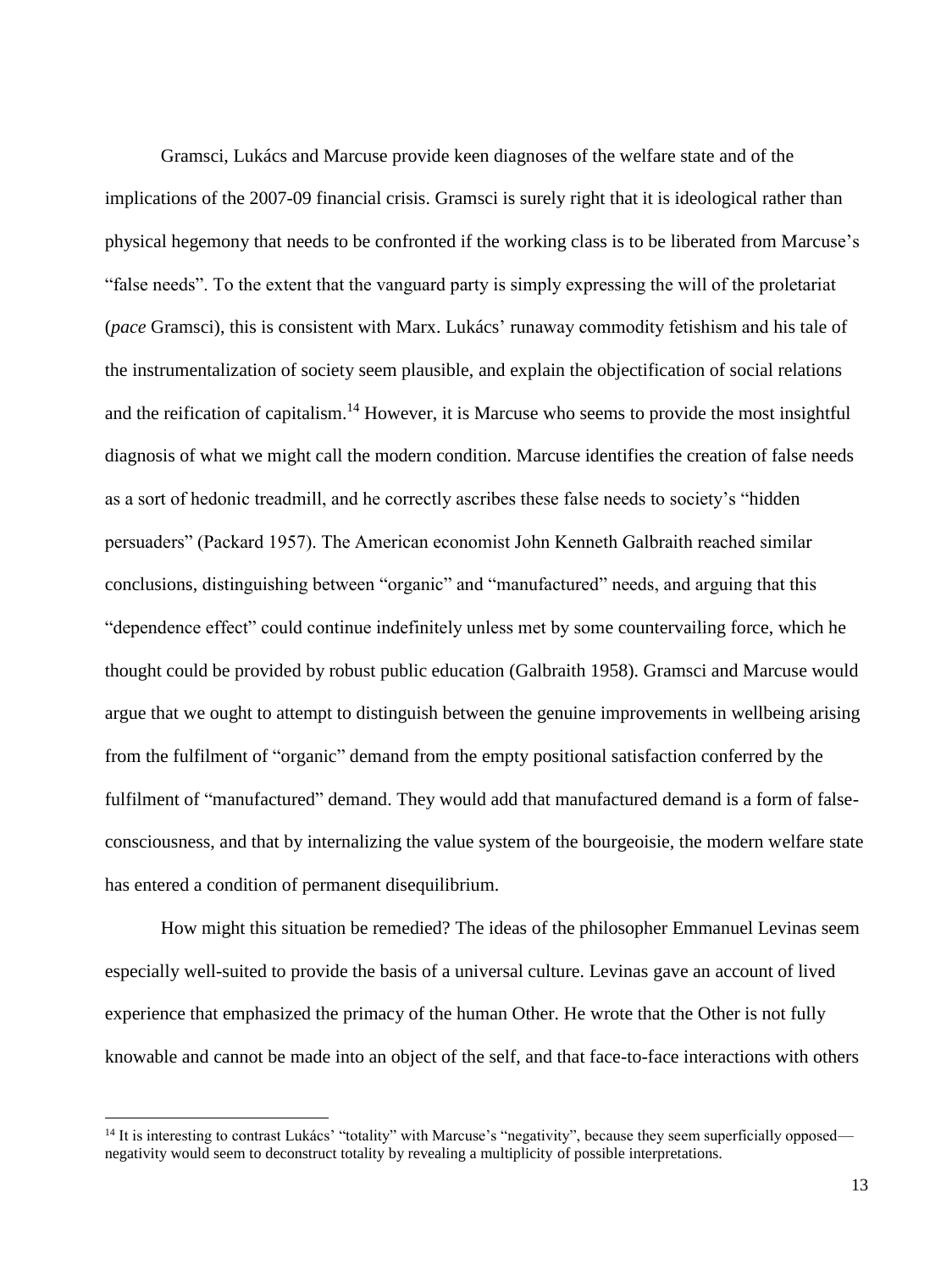Gramsci, Lukács and Marcuse provide keen diagnoses of the welfare state and of the implications of the 2007-09 financial crisis. Gramsci is surely right that it is ideological rather than physical hegemony that needs to be confronted if the working class is to be liberated from Marcuse's "false needs". To the extent that the vanguard party is simply expressing the will of the proletariat (*pace* Gramsci), this is consistent with Marx. Lukács' runaway commodity fetishism and his tale of the instrumentalization of society seem plausible, and explain the objectification of social relations and the reification of capitalism.[14] However, it is Marcuse who seems to provide the most insightful diagnosis of what we might call the modern condition. Marcuse identifies the creation of false needs as a sort of hedonic treadmill, and he correctly ascribes these false needs to society's "hidden persuaders" (Packard 1957). The American economist John Kenneth Galbraith reached similar conclusions, distinguishing between "organic" and "manufactured" needs, and arguing that this "dependence effect" could continue indefinitely unless met by some countervailing force, which he thought could be provided by robust public education (Galbraith 1958). Gramsci and Marcuse would argue that we ought to attempt to distinguish between the genuine improvements in wellbeing arising from the fulfilment of "organic" demand from the empty positional satisfaction conferred by the fulfilment of "manufactured" demand. They would add that manufactured demand is a form of false-consciousness, and that by internalizing the value system of the bourgeoisie, the modern welfare state has entered a condition of permanent disequilibrium.

How might this situation be remedied? The ideas of the philosopher Emmanuel Levinas seem especially well-suited to provide the basis of a universal culture. Levinas gave an account of lived experience that emphasized the primacy of the human Other. He wrote that the Other is not fully knowable and cannot be made into an object of the self, and that face-to-face interactions with others

---

[14] It is interesting to contrast Lukács' "totality" with Marcuse's "negativity", because they seem superficially opposed—negativity would seem to deconstruct totality by revealing a multiplicity of possible interpretations.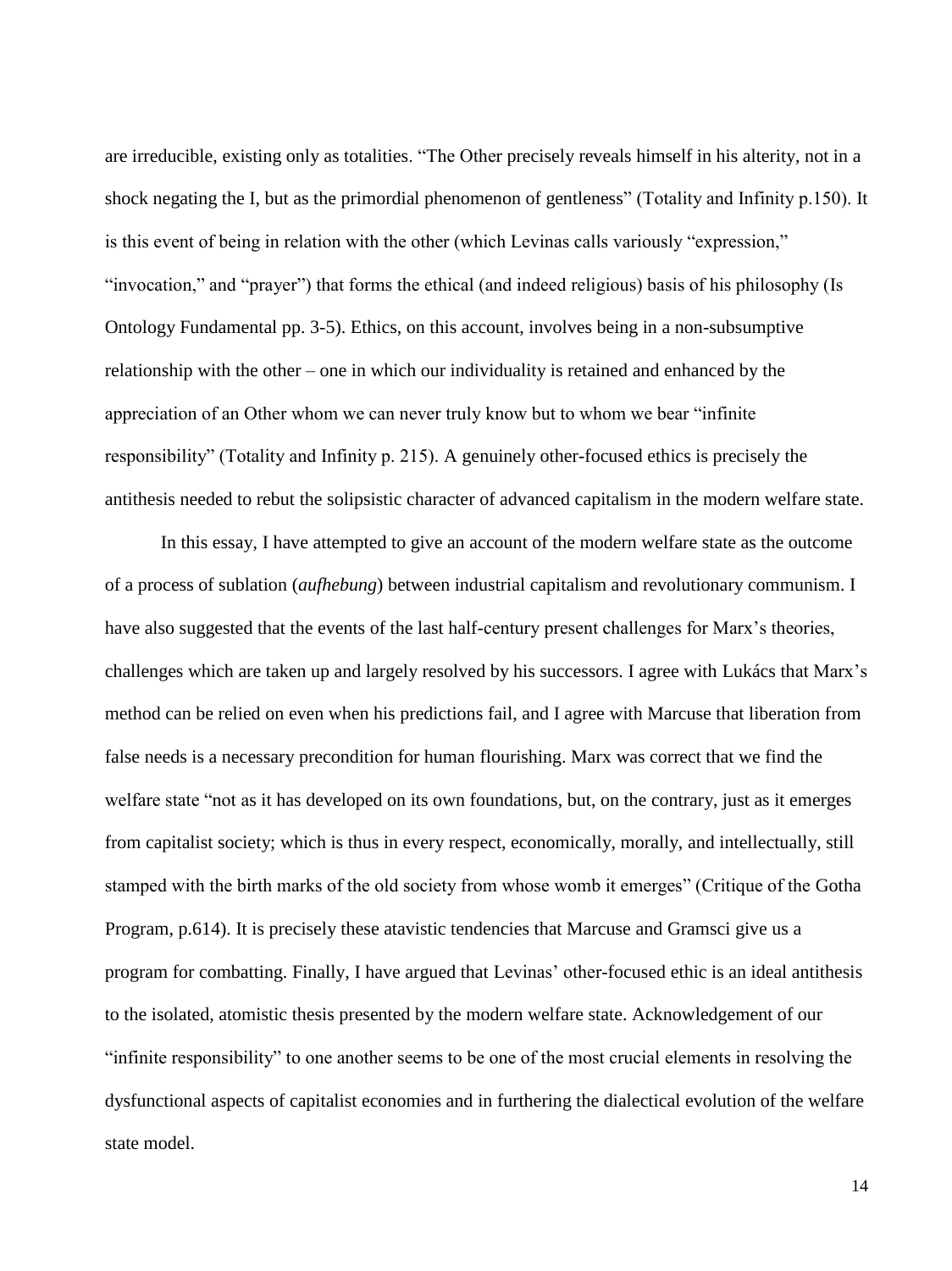are irreducible, existing only as totalities. "The Other precisely reveals himself in his alterity, not in a shock negating the I, but as the primordial phenomenon of gentleness" (Totality and Infinity p.150). It is this event of being in relation with the other (which Levinas calls variously "expression," "invocation," and "prayer") that forms the ethical (and indeed religious) basis of his philosophy (Is Ontology Fundamental pp. 3-5). Ethics, on this account, involves being in a non-subsumptive relationship with the other – one in which our individuality is retained and enhanced by the appreciation of an Other whom we can never truly know but to whom we bear "infinite responsibility" (Totality and Infinity p. 215). A genuinely other-focused ethics is precisely the antithesis needed to rebut the solipsistic character of advanced capitalism in the modern welfare state.

In this essay, I have attempted to give an account of the modern welfare state as the outcome of a process of sublation (*aufhebung*) between industrial capitalism and revolutionary communism. I have also suggested that the events of the last half-century present challenges for Marx's theories, challenges which are taken up and largely resolved by his successors. I agree with Lukács that Marx's method can be relied on even when his predictions fail, and I agree with Marcuse that liberation from false needs is a necessary precondition for human flourishing. Marx was correct that we find the welfare state "not as it has developed on its own foundations, but, on the contrary, just as it emerges from capitalist society; which is thus in every respect, economically, morally, and intellectually, still stamped with the birth marks of the old society from whose womb it emerges" (Critique of the Gotha Program, p.614). It is precisely these atavistic tendencies that Marcuse and Gramsci give us a program for combatting. Finally, I have argued that Levinas' other-focused ethic is an ideal antithesis to the isolated, atomistic thesis presented by the modern welfare state. Acknowledgement of our "infinite responsibility" to one another seems to be one of the most crucial elements in resolving the dysfunctional aspects of capitalist economies and in furthering the dialectical evolution of the welfare state model.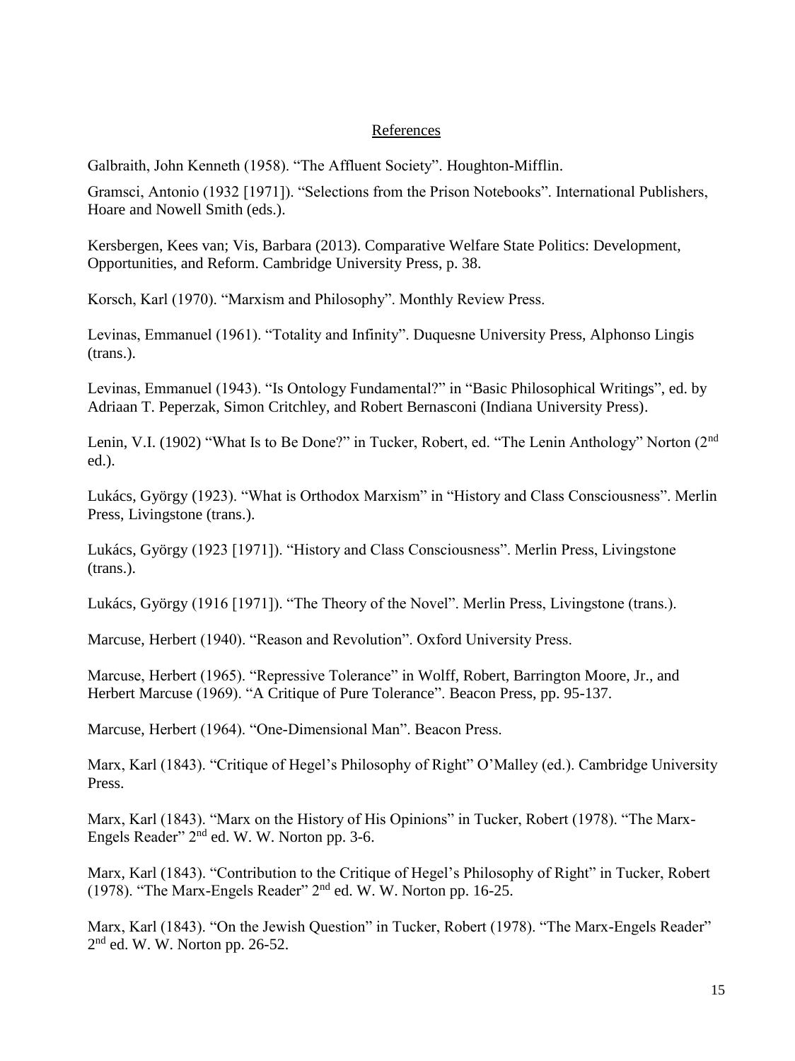## References

Galbraith, John Kenneth (1958). "The Affluent Society". Houghton-Mifflin.

Gramsci, Antonio (1932 [1971]). "Selections from the Prison Notebooks". International Publishers, Hoare and Nowell Smith (eds.).

Kersbergen, Kees van; Vis, Barbara (2013). Comparative Welfare State Politics: Development, Opportunities, and Reform. Cambridge University Press, p. 38.

Korsch, Karl (1970). "Marxism and Philosophy". Monthly Review Press.

Levinas, Emmanuel (1961). "Totality and Infinity". Duquesne University Press, Alphonso Lingis (trans.).

Levinas, Emmanuel (1943). "Is Ontology Fundamental?" in "Basic Philosophical Writings", ed. by Adriaan T. Peperzak, Simon Critchley, and Robert Bernasconi (Indiana University Press).

Lenin, V.I. (1902) "What Is to Be Done?" in Tucker, Robert, ed. "The Lenin Anthology" Norton (2nd ed.).

Lukács, György (1923). "What is Orthodox Marxism" in "History and Class Consciousness". Merlin Press, Livingstone (trans.).

Lukács, György (1923 [1971]). "History and Class Consciousness". Merlin Press, Livingstone (trans.).

Lukács, György (1916 [1971]). "The Theory of the Novel". Merlin Press, Livingstone (trans.).

Marcuse, Herbert (1940). "Reason and Revolution". Oxford University Press.

Marcuse, Herbert (1965). "Repressive Tolerance" in Wolff, Robert, Barrington Moore, Jr., and Herbert Marcuse (1969). "A Critique of Pure Tolerance". Beacon Press, pp. 95-137.

Marcuse, Herbert (1964). "One-Dimensional Man". Beacon Press.

Marx, Karl (1843). "Critique of Hegel's Philosophy of Right" O'Malley (ed.). Cambridge University Press.

Marx, Karl (1843). "Marx on the History of His Opinions" in Tucker, Robert (1978). "The Marx-Engels Reader" 2nd ed. W. W. Norton pp. 3-6.

Marx, Karl (1843). "Contribution to the Critique of Hegel's Philosophy of Right" in Tucker, Robert (1978). "The Marx-Engels Reader" 2nd ed. W. W. Norton pp. 16-25.

Marx, Karl (1843). "On the Jewish Question" in Tucker, Robert (1978). "The Marx-Engels Reader" 2nd ed. W. W. Norton pp. 26-52.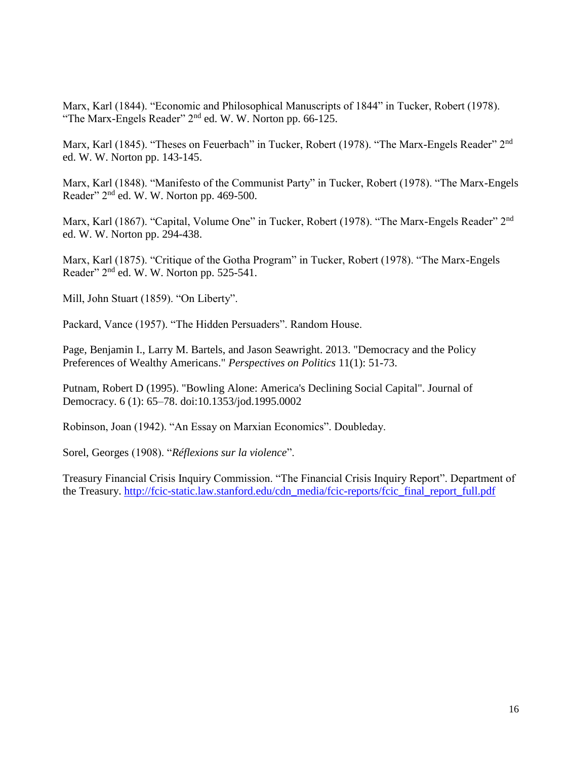Marx, Karl (1844). “Economic and Philosophical Manuscripts of 1844” in Tucker, Robert (1978). “The Marx-Engels Reader” 2nd ed. W. W. Norton pp. 66-125.

Marx, Karl (1845). “Theses on Feuerbach” in Tucker, Robert (1978). “The Marx-Engels Reader” 2nd ed. W. W. Norton pp. 143-145.

Marx, Karl (1848). “Manifesto of the Communist Party” in Tucker, Robert (1978). “The Marx-Engels Reader” 2nd ed. W. W. Norton pp. 469-500.

Marx, Karl (1867). “Capital, Volume One” in Tucker, Robert (1978). “The Marx-Engels Reader” 2nd ed. W. W. Norton pp. 294-438.

Marx, Karl (1875). “Critique of the Gotha Program” in Tucker, Robert (1978). “The Marx-Engels Reader” 2nd ed. W. W. Norton pp. 525-541.

Mill, John Stuart (1859). “On Liberty”.

Packard, Vance (1957). “The Hidden Persuaders”. Random House.

Page, Benjamin I., Larry M. Bartels, and Jason Seawright. 2013. "Democracy and the Policy Preferences of Wealthy Americans." *Perspectives on Politics* 11(1): 51-73.

Putnam, Robert D (1995). "Bowling Alone: America's Declining Social Capital". Journal of Democracy. 6 (1): 65–78. doi:10.1353/jod.1995.0002

Robinson, Joan (1942). “An Essay on Marxian Economics”. Doubleday.

Sorel, Georges (1908). “*Réflexions sur la violence*”.

Treasury Financial Crisis Inquiry Commission. “The Financial Crisis Inquiry Report”. Department of the Treasury. http://fcic-static.law.stanford.edu/cdn_media/fcic-reports/fcic_final_report_full.pdf